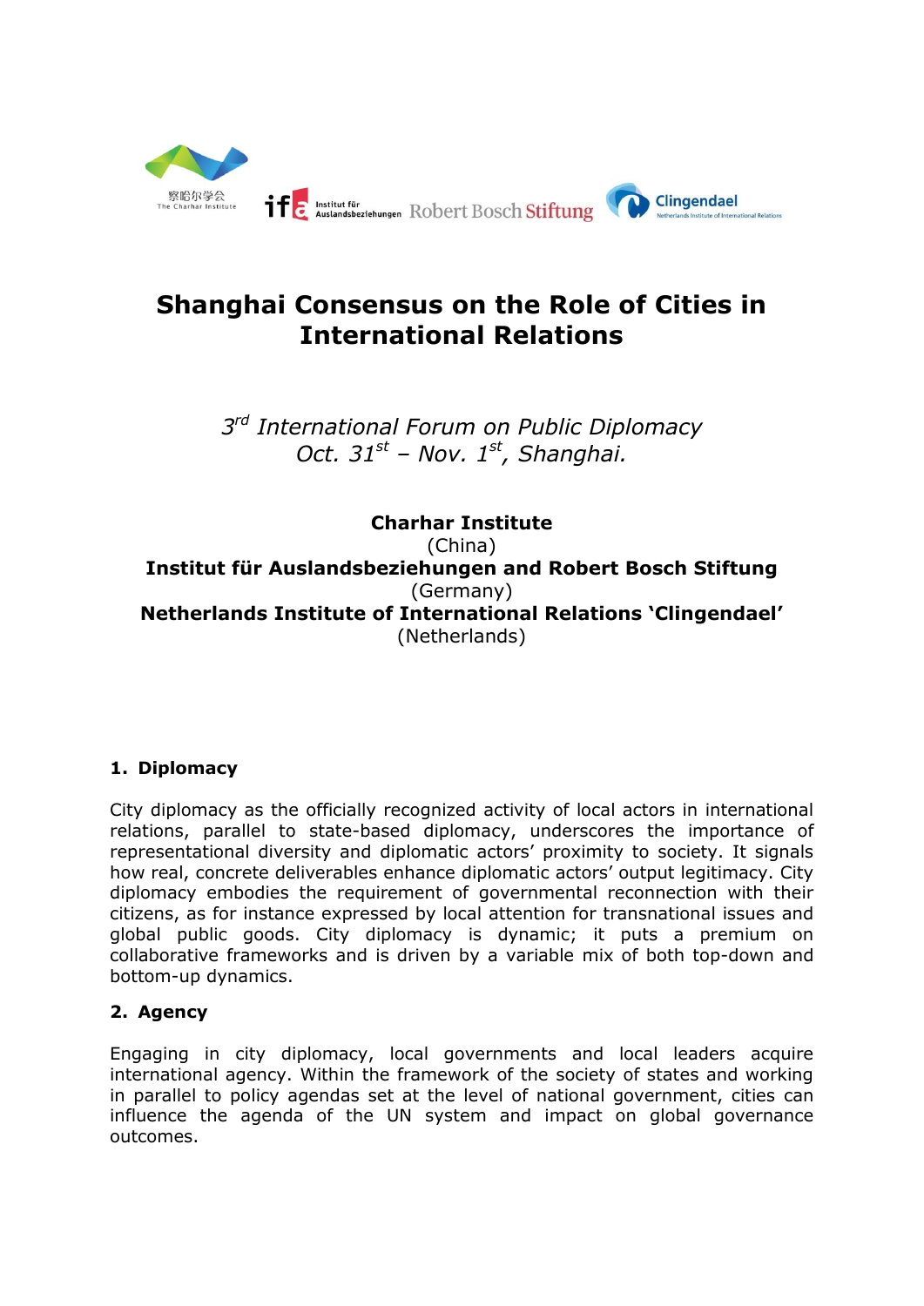# Shanghai Consensus on the Role of Cities in International Relations

*3rd International Forum on Public Diplomacy*
*Oct. 31st – Nov. 1st, Shanghai.*

**Charhar Institute**
(China)
**Institut für Auslandsbeziehungen and Robert Bosch Stiftung**
(Germany)
**Netherlands Institute of International Relations 'Clingendael'**
(Netherlands)

## 1. Diplomacy

City diplomacy as the officially recognized activity of local actors in international relations, parallel to state-based diplomacy, underscores the importance of representational diversity and diplomatic actors' proximity to society. It signals how real, concrete deliverables enhance diplomatic actors' output legitimacy. City diplomacy embodies the requirement of governmental reconnection with their citizens, as for instance expressed by local attention for transnational issues and global public goods. City diplomacy is dynamic; it puts a premium on collaborative frameworks and is driven by a variable mix of both top-down and bottom-up dynamics.

## 2. Agency

Engaging in city diplomacy, local governments and local leaders acquire international agency. Within the framework of the society of states and working in parallel to policy agendas set at the level of national government, cities can influence the agenda of the UN system and impact on global governance outcomes.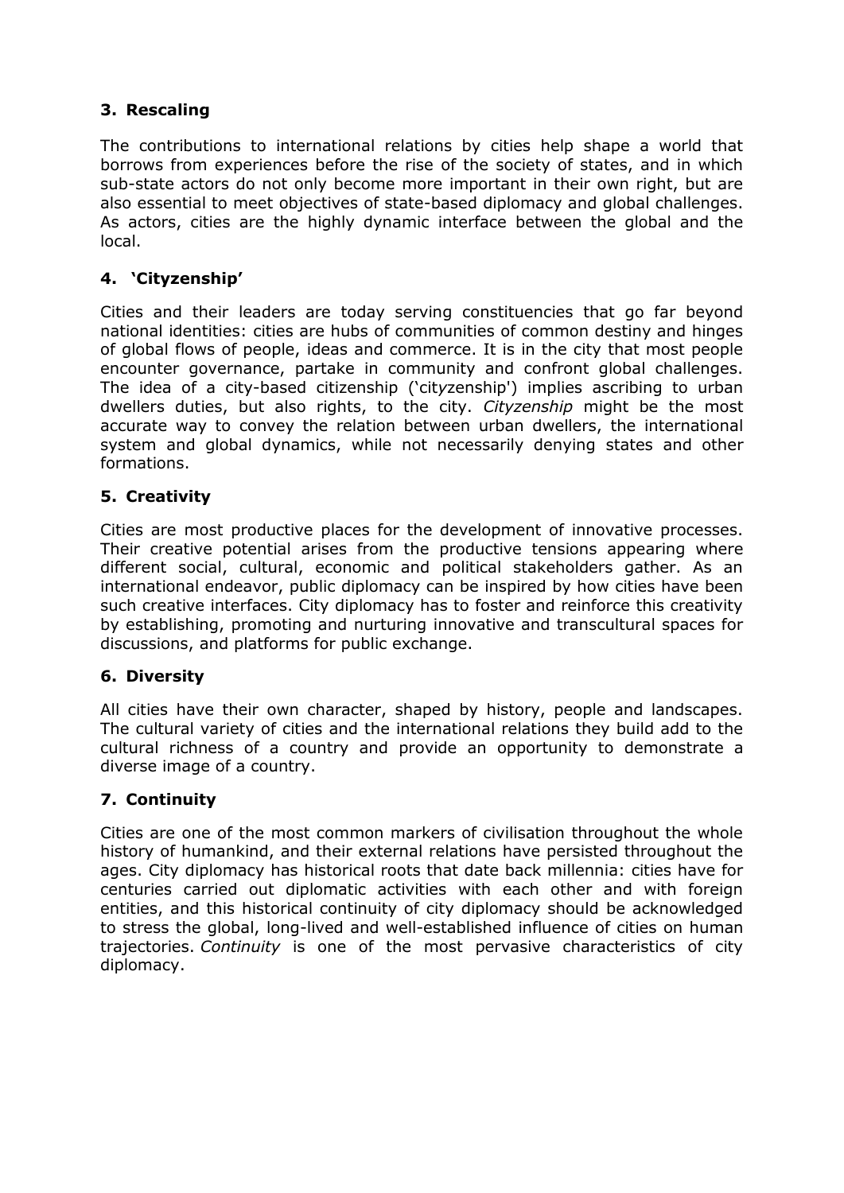### 3. Rescaling

The contributions to international relations by cities help shape a world that borrows from experiences before the rise of the society of states, and in which sub-state actors do not only become more important in their own right, but are also essential to meet objectives of state-based diplomacy and global challenges. As actors, cities are the highly dynamic interface between the global and the local.

### 4. 'Cityzenship'

Cities and their leaders are today serving constituencies that go far beyond national identities: cities are hubs of communities of common destiny and hinges of global flows of people, ideas and commerce. It is in the city that most people encounter governance, partake in community and confront global challenges. The idea of a city-based citizenship ('cityzenship') implies ascribing to urban dwellers duties, but also rights, to the city. *Cityzenship* might be the most accurate way to convey the relation between urban dwellers, the international system and global dynamics, while not necessarily denying states and other formations.

### 5. Creativity

Cities are most productive places for the development of innovative processes. Their creative potential arises from the productive tensions appearing where different social, cultural, economic and political stakeholders gather. As an international endeavor, public diplomacy can be inspired by how cities have been such creative interfaces. City diplomacy has to foster and reinforce this creativity by establishing, promoting and nurturing innovative and transcultural spaces for discussions, and platforms for public exchange.

### 6. Diversity

All cities have their own character, shaped by history, people and landscapes. The cultural variety of cities and the international relations they build add to the cultural richness of a country and provide an opportunity to demonstrate a diverse image of a country.

### 7. Continuity

Cities are one of the most common markers of civilisation throughout the whole history of humankind, and their external relations have persisted throughout the ages. City diplomacy has historical roots that date back millennia: cities have for centuries carried out diplomatic activities with each other and with foreign entities, and this historical continuity of city diplomacy should be acknowledged to stress the global, long-lived and well-established influence of cities on human trajectories. *Continuity* is one of the most pervasive characteristics of city diplomacy.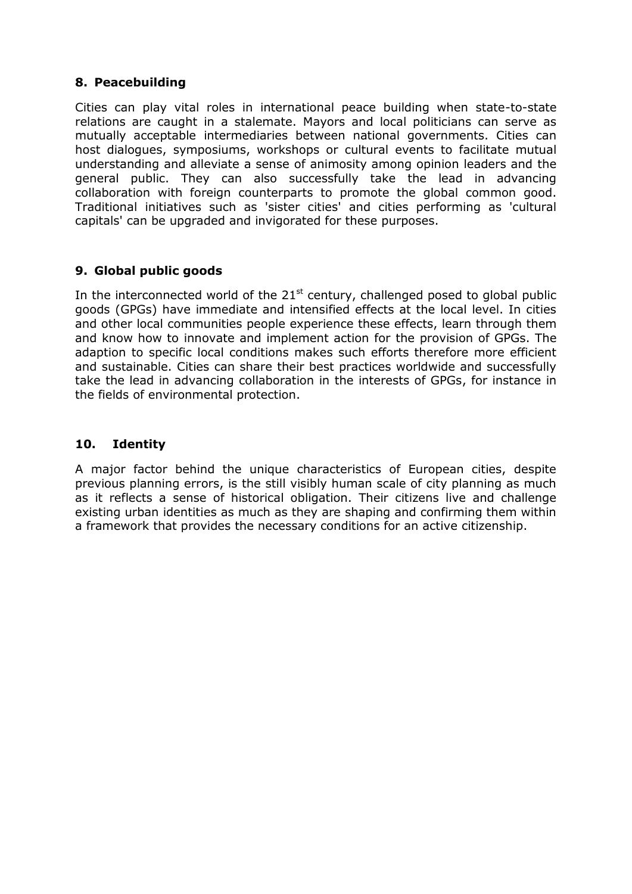## 8. Peacebuilding

Cities can play vital roles in international peace building when state-to-state relations are caught in a stalemate. Mayors and local politicians can serve as mutually acceptable intermediaries between national governments. Cities can host dialogues, symposiums, workshops or cultural events to facilitate mutual understanding and alleviate a sense of animosity among opinion leaders and the general public. They can also successfully take the lead in advancing collaboration with foreign counterparts to promote the global common good. Traditional initiatives such as 'sister cities' and cities performing as 'cultural capitals' can be upgraded and invigorated for these purposes.

## 9. Global public goods

In the interconnected world of the 21st century, challenged posed to global public goods (GPGs) have immediate and intensified effects at the local level. In cities and other local communities people experience these effects, learn through them and know how to innovate and implement action for the provision of GPGs. The adaption to specific local conditions makes such efforts therefore more efficient and sustainable. Cities can share their best practices worldwide and successfully take the lead in advancing collaboration in the interests of GPGs, for instance in the fields of environmental protection.

## 10. Identity

A major factor behind the unique characteristics of European cities, despite previous planning errors, is the still visibly human scale of city planning as much as it reflects a sense of historical obligation. Their citizens live and challenge existing urban identities as much as they are shaping and confirming them within a framework that provides the necessary conditions for an active citizenship.